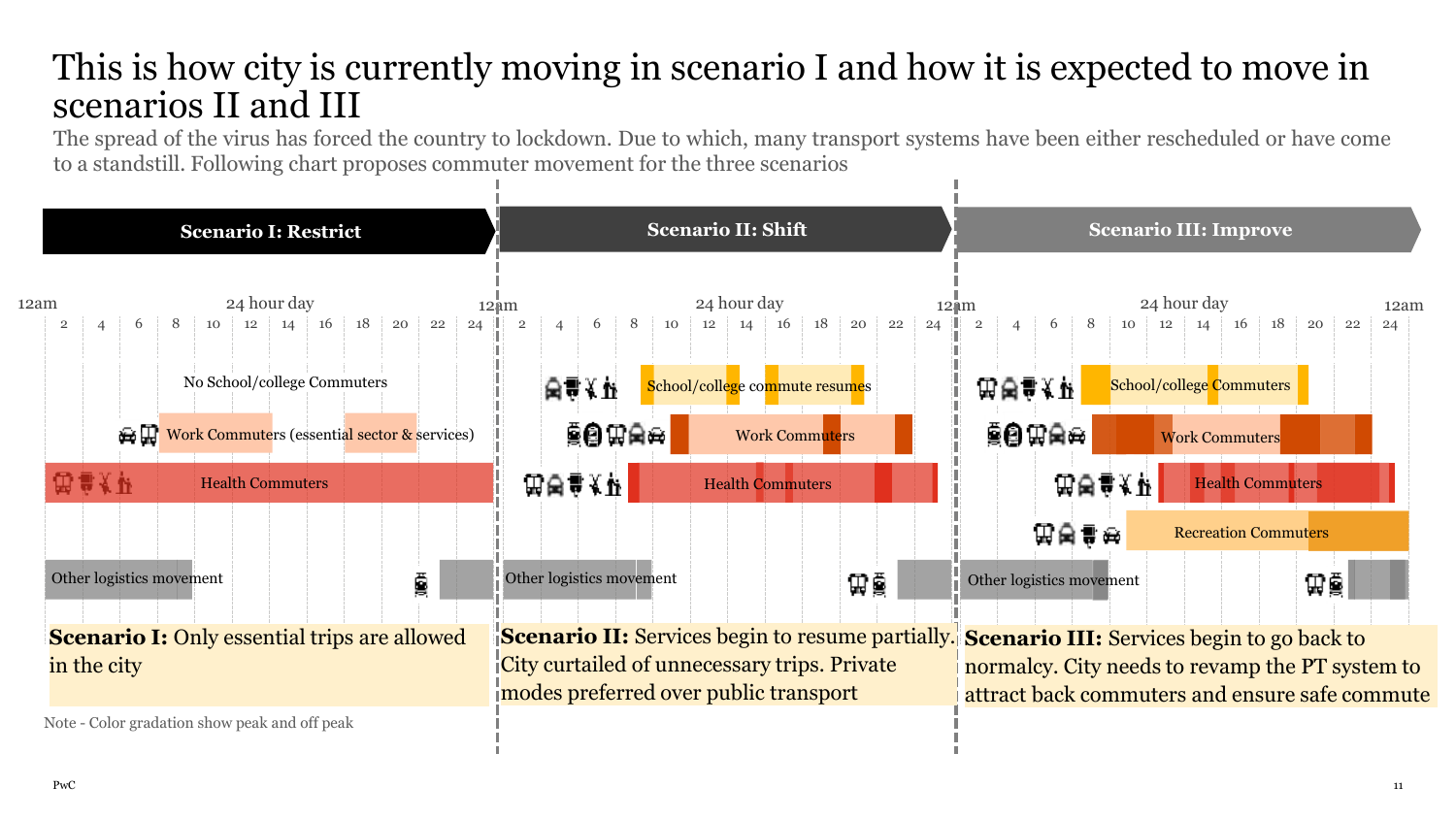# This is how city is currently moving in scenario I and how it is expected to move in scenarios II and III

The spread of the virus has forced the country to lockdown. Due to which, many transport systems have been either rescheduled or have come to a standstill. Following chart proposes commuter movement for the three scenarios

## Scenario I: Restrict

12am — 24 hour day — 12am

2 4 6 8 10 12 14 16 18 20 22 24

No School/college Commuters

Work Commuters (essential sector & services)

Health Commuters

Other logistics movement

**Scenario I:** Only essential trips are allowed in the city

## Scenario II: Shift

12am — 24 hour day — 12am

2 4 6 8 10 12 14 16 18 20 22 24

School/college commute resumes

Work Commuters

Health Commuters

Other logistics movement

**Scenario II:** Services begin to resume partially. City curtailed of unnecessary trips. Private modes preferred over public transport

## Scenario III: Improve

12am — 24 hour day — 12am

2 4 6 8 10 12 14 16 18 20 22 24

School/college Commuters

Work Commuters

Health Commuters

Recreation Commuters

Other logistics movement

**Scenario III:** Services begin to go back to normalcy. City needs to revamp the PT system to attract back commuters and ensure safe commute

Note - Color gradation show peak and off peak

PwC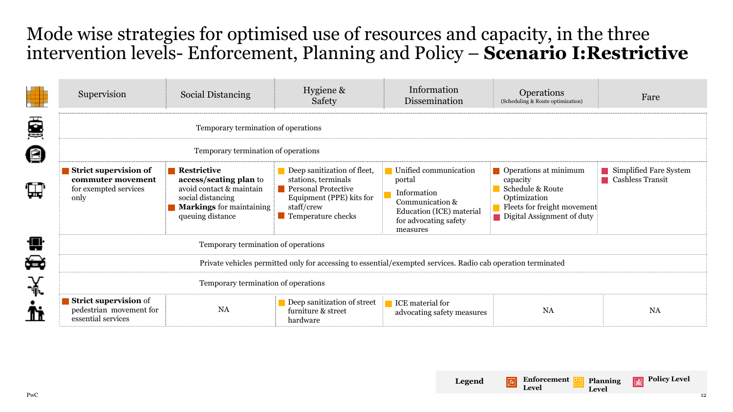# Mode wise strategies for optimised use of resources and capacity, in the three intervention levels- Enforcement, Planning and Policy – **Scenario I:Restrictive**

| Mode | Supervision | Social Distancing | Hygiene & Safety | Information Dissemination | Operations (Scheduling & Route optimization) | Fare |
|---|---|---|---|---|---|---|
| Train | Temporary termination of operations | | | | | |
| Metro | Temporary termination of operations | | | | | |
| Bus | **Strict supervision of commuter movement** for exempted services only | **Restrictive access/seating plan** to avoid contact & maintain social distancing<br>**Markings** for maintaining queuing distance | Deep sanitization of fleet, stations, terminals<br>Personal Protective Equipment (PPE) kits for staff/crew<br>Temperature checks | Unified communication portal<br>Information Communication & Education (ICE) material for advocating safety measures | Operations at minimum capacity<br>Schedule & Route Optimization<br>Fleets for freight movement<br>Digital Assignment of duty | Simplified Fare System<br>Cashless Transit |
| Auto-rickshaw | Temporary termination of operations | | | | | |
| Car | Private vehicles permitted only for accessing to essential/exempted services. Radio cab operation terminated | | | | | |
| Cycle rickshaw | Temporary termination of operations | | | | | |
| Pedestrian | **Strict supervision** of pedestrian movement for essential services | NA | Deep sanitization of street furniture & street hardware | ICE material for advocating safety measures | NA | NA |

**Legend:** Enforcement Level, Planning Level, Policy Level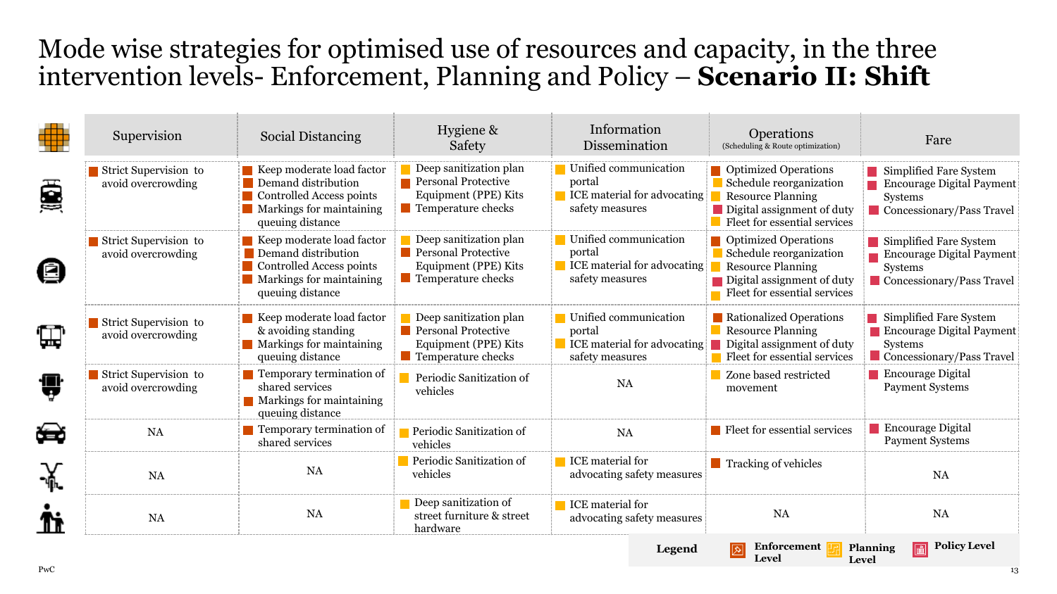# Mode wise strategies for optimised use of resources and capacity, in the three intervention levels- Enforcement, Planning and Policy – **Scenario II: Shift**

| Mode | Supervision | Social Distancing | Hygiene & Safety | Information Dissemination | Operations (Scheduling & Route optimization) | Fare |
|---|---|---|---|---|---|---|
| Rail | Strict Supervision to avoid overcrowding | Keep moderate load factor<br>Demand distribution<br>Controlled Access points<br>Markings for maintaining queuing distance | Deep sanitization plan<br>Personal Protective Equipment (PPE) Kits<br>Temperature checks | Unified communication portal<br>ICE material for advocating safety measures | Optimized Operations<br>Schedule reorganization<br>Resource Planning<br>Digital assignment of duty<br>Fleet for essential services | Simplified Fare System<br>Encourage Digital Payment Systems<br>Concessionary/Pass Travel |
| Metro | Strict Supervision to avoid overcrowding | Keep moderate load factor<br>Demand distribution<br>Controlled Access points<br>Markings for maintaining queuing distance | Deep sanitization plan<br>Personal Protective Equipment (PPE) Kits<br>Temperature checks | Unified communication portal<br>ICE material for advocating safety measures | Optimized Operations<br>Schedule reorganization<br>Resource Planning<br>Digital assignment of duty<br>Fleet for essential services | Simplified Fare System<br>Encourage Digital Payment Systems<br>Concessionary/Pass Travel |
| Bus | Strict Supervision to avoid overcrowding | Keep moderate load factor & avoiding standing<br>Markings for maintaining queuing distance | Deep sanitization plan<br>Personal Protective Equipment (PPE) Kits<br>Temperature checks | Unified communication portal<br>ICE material for advocating safety measures | Rationalized Operations<br>Resource Planning<br>Digital assignment of duty<br>Fleet for essential services | Simplified Fare System<br>Encourage Digital Payment Systems<br>Concessionary/Pass Travel |
| Auto-rickshaw | Strict Supervision to avoid overcrowding | Temporary termination of shared services<br>Markings for maintaining queuing distance | Periodic Sanitization of vehicles | NA | Zone based restricted movement | Encourage Digital Payment Systems |
| Car | NA | Temporary termination of shared services | Periodic Sanitization of vehicles | NA | Fleet for essential services | Encourage Digital Payment Systems |
| Bicycle | NA | NA | Periodic Sanitization of vehicles | ICE material for advocating safety measures | Tracking of vehicles | NA |
| Pedestrian | NA | NA | Deep sanitization of street furniture & street hardware | ICE material for advocating safety measures | NA | NA |

**Legend:** Enforcement Level | Planning Level | Policy Level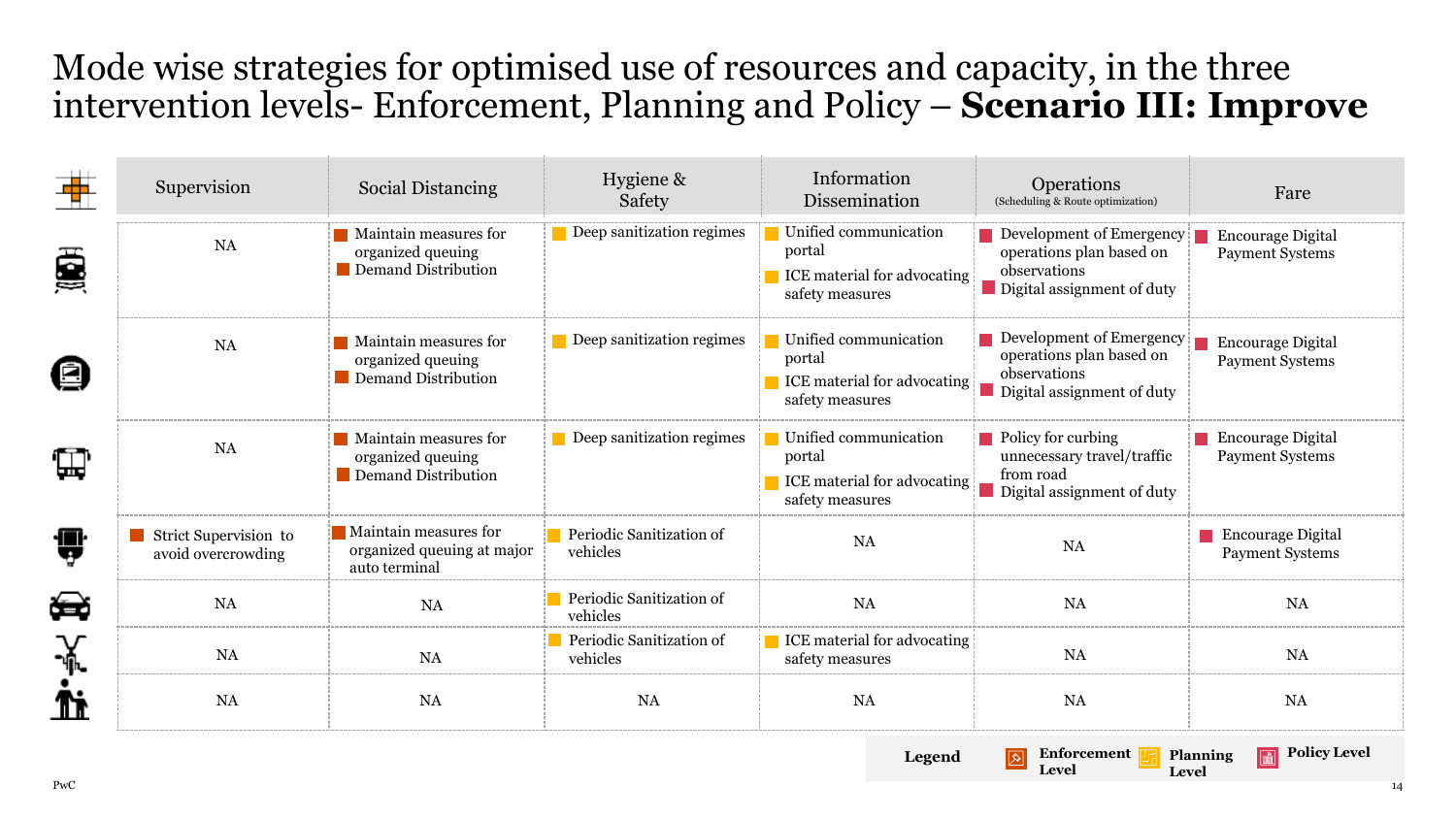# Mode wise strategies for optimised use of resources and capacity, in the three intervention levels- Enforcement, Planning and Policy – **Scenario III: Improve**

| | Supervision | Social Distancing | Hygiene & Safety | Information Dissemination | Operations (Scheduling & Route optimization) | Fare |
|---|---|---|---|---|---|---|
| | NA | Maintain measures for organized queuing; Demand Distribution | Deep sanitization regimes | Unified communication portal; ICE material for advocating safety measures | Development of Emergency operations plan based on observations; Digital assignment of duty | Encourage Digital Payment Systems |
| | NA | Maintain measures for organized queuing; Demand Distribution | Deep sanitization regimes | Unified communication portal; ICE material for advocating safety measures | Development of Emergency operations plan based on observations; Digital assignment of duty | Encourage Digital Payment Systems |
| | NA | Maintain measures for organized queuing; Demand Distribution | Deep sanitization regimes | Unified communication portal; ICE material for advocating safety measures | Policy for curbing unnecessary travel/traffic from road; Digital assignment of duty | Encourage Digital Payment Systems |
| | Strict Supervision to avoid overcrowding | Maintain measures for organized queuing at major auto terminal | Periodic Sanitization of vehicles | NA | NA | Encourage Digital Payment Systems |
| | NA | NA | Periodic Sanitization of vehicles | NA | NA | NA |
| | NA | NA | Periodic Sanitization of vehicles | ICE material for advocating safety measures | NA | NA |
| | NA | NA | NA | NA | NA | NA |

**Legend**: **Enforcement Level** | **Planning Level** | **Policy Level**

PwC